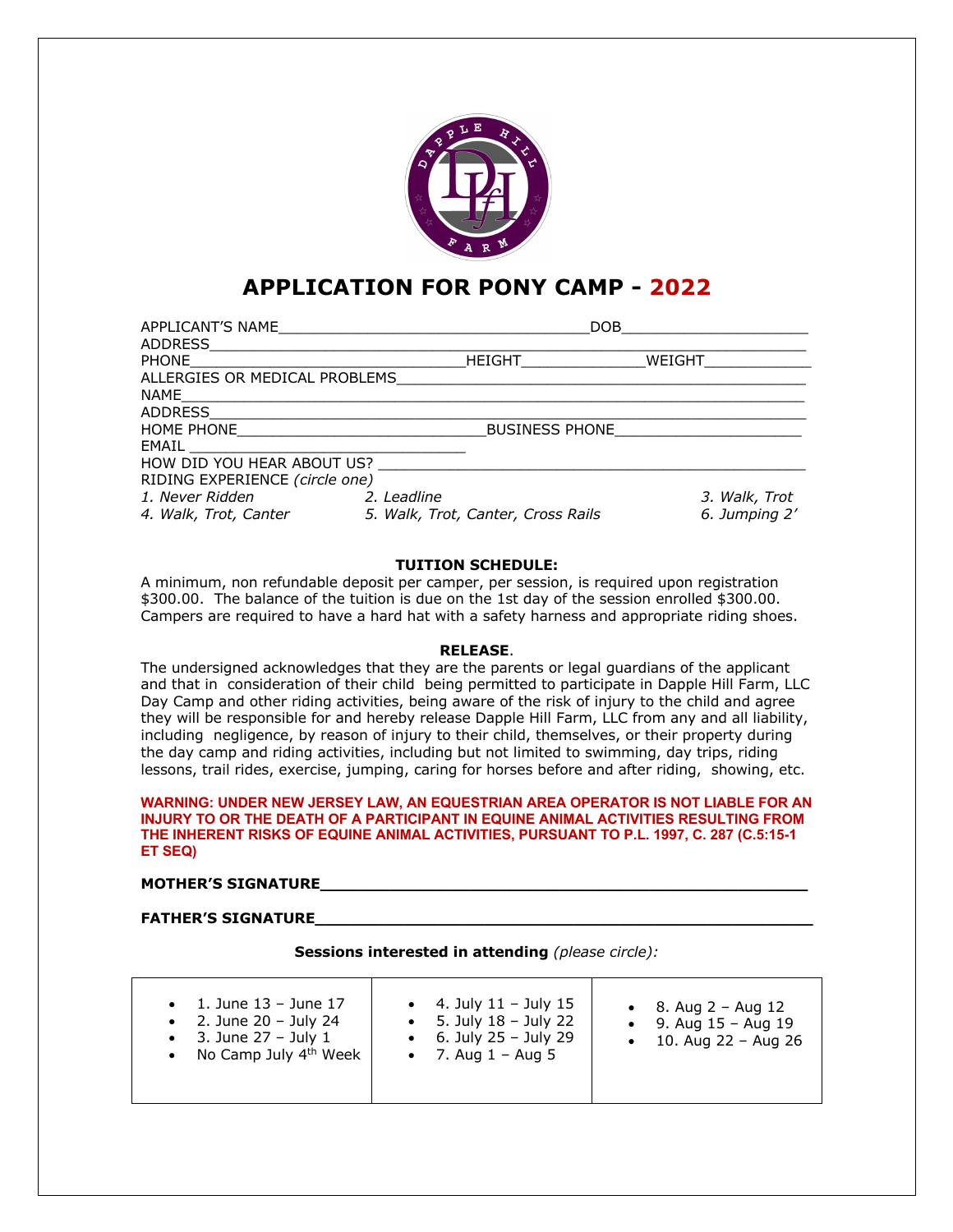# APPLICATION FOR PONY CAMP - 2022

APPLICANT'S NAME\_\_\_\_\_\_\_\_\_\_\_\_\_\_\_\_\_\_\_\_\_\_\_\_\_\_\_\_\_\_\_\_\_\_\_\_ DOB\_\_\_\_\_\_\_\_\_\_\_\_\_\_\_\_\_\_\_\_\_\_

ADDRESS\_\_\_\_\_\_\_\_\_\_\_\_\_\_\_\_\_\_\_\_\_\_\_\_\_\_\_\_\_\_\_\_\_\_\_\_\_\_\_\_\_\_\_\_\_\_\_\_\_\_\_\_\_\_\_\_\_\_\_\_\_\_\_\_\_\_\_

PHONE\_\_\_\_\_\_\_\_\_\_\_\_\_\_\_\_\_\_\_\_\_\_\_\_\_\_\_\_\_\_\_\_ HEIGHT\_\_\_\_\_\_\_\_\_\_\_\_\_\_\_ WEIGHT\_\_\_\_\_\_\_\_\_\_\_\_\_

ALLERGIES OR MEDICAL PROBLEMS\_\_\_\_\_\_\_\_\_\_\_\_\_\_\_\_\_\_\_\_\_\_\_\_\_\_\_\_\_\_\_\_\_\_\_\_\_\_\_\_\_\_\_\_\_\_\_\_\_\_

NAME\_\_\_\_\_\_\_\_\_\_\_\_\_\_\_\_\_\_\_\_\_\_\_\_\_\_\_\_\_\_\_\_\_\_\_\_\_\_\_\_\_\_\_\_\_\_\_\_\_\_\_\_\_\_\_\_\_\_\_\_\_\_\_\_\_\_\_\_\_\_\_\_\_

ADDRESS\_\_\_\_\_\_\_\_\_\_\_\_\_\_\_\_\_\_\_\_\_\_\_\_\_\_\_\_\_\_\_\_\_\_\_\_\_\_\_\_\_\_\_\_\_\_\_\_\_\_\_\_\_\_\_\_\_\_\_\_\_\_\_\_\_\_\_

HOME PHONE\_\_\_\_\_\_\_\_\_\_\_\_\_\_\_\_\_\_\_\_\_\_\_\_\_\_\_\_\_\_ BUSINESS PHONE\_\_\_\_\_\_\_\_\_\_\_\_\_\_\_\_\_\_\_\_\_\_\_

EMAIL \_\_\_\_\_\_\_\_\_\_\_\_\_\_\_\_\_\_\_\_\_\_\_\_\_\_\_\_\_\_\_\_\_\_\_\_

HOW DID YOU HEAR ABOUT US? \_\_\_\_\_\_\_\_\_\_\_\_\_\_\_\_\_\_\_\_\_\_\_\_\_\_\_\_\_\_\_\_\_\_\_\_\_\_\_\_\_\_\_\_\_\_\_\_\_\_

RIDING EXPERIENCE *(circle one)*

*1. Never Ridden* *2. Leadline* *3. Walk, Trot*
*4. Walk, Trot, Canter* *5. Walk, Trot, Canter, Cross Rails* *6. Jumping 2'*

**TUITION SCHEDULE:**

A minimum, non refundable deposit per camper, per session, is required upon registration $300.00. The balance of the tuition is due on the 1st day of the session enrolled $300.00. Campers are required to have a hard hat with a safety harness and appropriate riding shoes.

**RELEASE**.

The undersigned acknowledges that they are the parents or legal guardians of the applicant and that in consideration of their child being permitted to participate in Dapple Hill Farm, LLC Day Camp and other riding activities, being aware of the risk of injury to the child and agree they will be responsible for and hereby release Dapple Hill Farm, LLC from any and all liability, including negligence, by reason of injury to their child, themselves, or their property during the day camp and riding activities, including but not limited to swimming, day trips, riding lessons, trail rides, exercise, jumping, caring for horses before and after riding, showing, etc.

**WARNING: UNDER NEW JERSEY LAW, AN EQUESTRIAN AREA OPERATOR IS NOT LIABLE FOR AN INJURY TO OR THE DEATH OF A PARTICIPANT IN EQUINE ANIMAL ACTIVITIES RESULTING FROM THE INHERENT RISKS OF EQUINE ANIMAL ACTIVITIES, PURSUANT TO P.L. 1997, C. 287 (C.5:15-1 ET SEQ)**

**MOTHER'S SIGNATURE\_\_\_\_\_\_\_\_\_\_\_\_\_\_\_\_\_\_\_\_\_\_\_\_\_\_\_\_\_\_\_\_\_\_\_\_\_\_\_\_\_\_\_\_\_\_\_\_\_\_\_\_\_**

**FATHER'S SIGNATURE\_\_\_\_\_\_\_\_\_\_\_\_\_\_\_\_\_\_\_\_\_\_\_\_\_\_\_\_\_\_\_\_\_\_\_\_\_\_\_\_\_\_\_\_\_\_\_\_\_\_\_\_\_\_**

**Sessions interested in attending** *(please circle):*

| | | |
|---|---|---|
| • 1. June 13 – June 17<br>• 2. June 20 – July 24<br>• 3. June 27 – July 1<br>• No Camp July 4th Week | • 4. July 11 – July 15<br>• 5. July 18 – July 22<br>• 6. July 25 – July 29<br>• 7. Aug 1 – Aug 5 | • 8. Aug 2 – Aug 12<br>• 9. Aug 15 – Aug 19<br>• 10. Aug 22 – Aug 26 |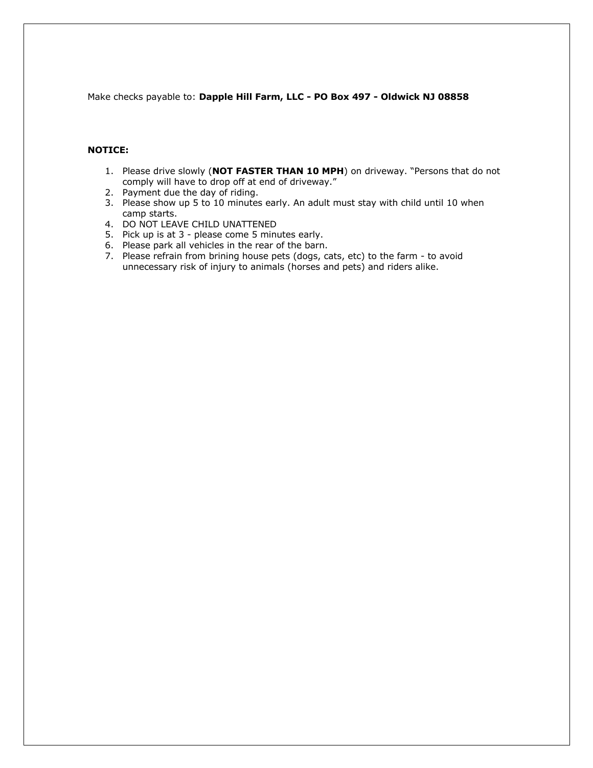Make checks payable to: **Dapple Hill Farm, LLC - PO Box 497 - Oldwick NJ 08858**

**NOTICE:**

1. Please drive slowly (**NOT FASTER THAN 10 MPH**) on driveway. "Persons that do not comply will have to drop off at end of driveway."
2. Payment due the day of riding.
3. Please show up 5 to 10 minutes early. An adult must stay with child until 10 when camp starts.
4. DO NOT LEAVE CHILD UNATTENED
5. Pick up is at 3 - please come 5 minutes early.
6. Please park all vehicles in the rear of the barn.
7. Please refrain from brining house pets (dogs, cats, etc) to the farm - to avoid unnecessary risk of injury to animals (horses and pets) and riders alike.